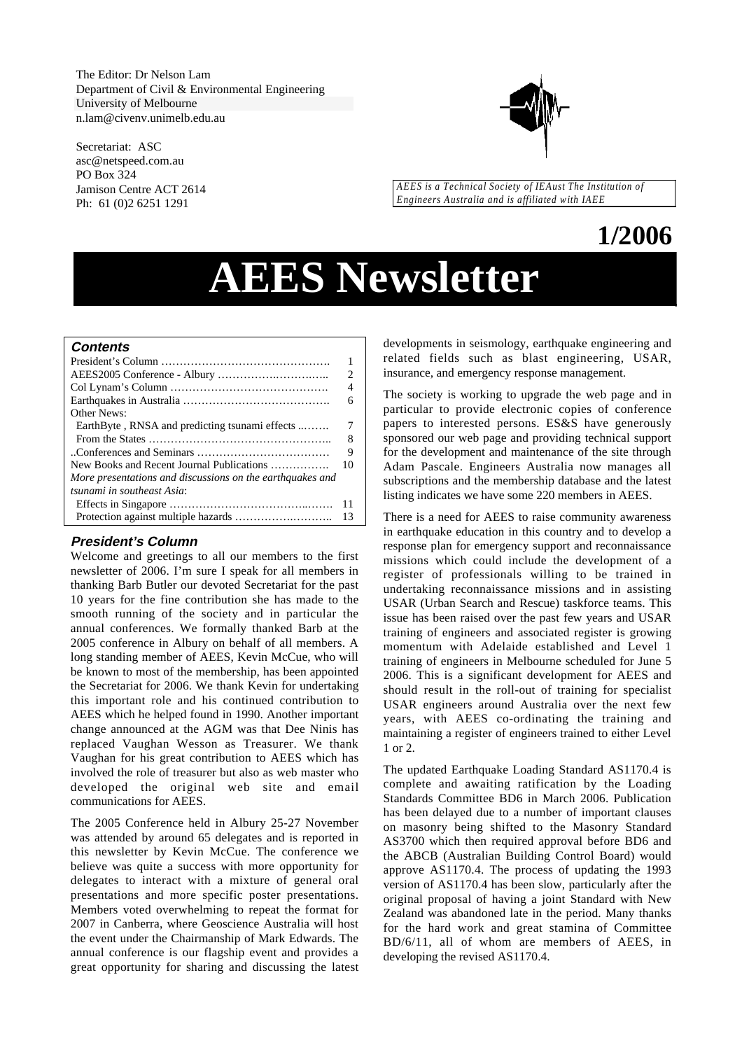The Editor: Dr Nelson Lam
Department of Civil & Environmental Engineering
University of Melbourne
n.lam@civenv.unimelb.edu.au

Secretariat: ASC
asc@netspeed.com.au
PO Box 324
Jamison Centre ACT 2614
Ph: 61 (0)2 6251 1291

*AEES is a Technical Society of IEAust The Institution of Engineers Australia and is affiliated with IAEE*

**1/2006**

# AEES Newsletter

## Contents

| | |
|---|---|
| President's Column | 1 |
| AEES2005 Conference - Albury | 2 |
| Col Lynam's Column | 4 |
| Earthquakes in Australia | 6 |
| Other News: | |
| EarthByte , RNSA and predicting tsunami effects | 7 |
| From the States | 8 |
| ..Conferences and Seminars | 9 |
| New Books and Recent Journal Publications | 10 |
| *More presentations and discussions on the earthquakes and tsunami in southeast Asia*: | |
| Effects in Singapore | 11 |
| Protection against multiple hazards | 13 |

## President's Column

Welcome and greetings to all our members to the first newsletter of 2006. I'm sure I speak for all members in thanking Barb Butler our devoted Secretariat for the past 10 years for the fine contribution she has made to the smooth running of the society and in particular the annual conferences. We formally thanked Barb at the 2005 conference in Albury on behalf of all members. A long standing member of AEES, Kevin McCue, who will be known to most of the membership, has been appointed the Secretariat for 2006. We thank Kevin for undertaking this important role and his continued contribution to AEES which he helped found in 1990. Another important change announced at the AGM was that Dee Ninis has replaced Vaughan Wesson as Treasurer. We thank Vaughan for his great contribution to AEES which has involved the role of treasurer but also as web master who developed the original web site and email communications for AEES.

The 2005 Conference held in Albury 25-27 November was attended by around 65 delegates and is reported in this newsletter by Kevin McCue. The conference we believe was quite a success with more opportunity for delegates to interact with a mixture of general oral presentations and more specific poster presentations. Members voted overwhelming to repeat the format for 2007 in Canberra, where Geoscience Australia will host the event under the Chairmanship of Mark Edwards. The annual conference is our flagship event and provides a great opportunity for sharing and discussing the latest developments in seismology, earthquake engineering and related fields such as blast engineering, USAR, insurance, and emergency response management.

The society is working to upgrade the web page and in particular to provide electronic copies of conference papers to interested persons. ES&S have generously sponsored our web page and providing technical support for the development and maintenance of the site through Adam Pascale. Engineers Australia now manages all subscriptions and the membership database and the latest listing indicates we have some 220 members in AEES.

There is a need for AEES to raise community awareness in earthquake education in this country and to develop a response plan for emergency support and reconnaissance missions which could include the development of a register of professionals willing to be trained in undertaking reconnaissance missions and in assisting USAR (Urban Search and Rescue) taskforce teams. This issue has been raised over the past few years and USAR training of engineers and associated register is growing momentum with Adelaide established and Level 1 training of engineers in Melbourne scheduled for June 5 2006. This is a significant development for AEES and should result in the roll-out of training for specialist USAR engineers around Australia over the next few years, with AEES co-ordinating the training and maintaining a register of engineers trained to either Level 1 or 2.

The updated Earthquake Loading Standard AS1170.4 is complete and awaiting ratification by the Loading Standards Committee BD6 in March 2006. Publication has been delayed due to a number of important clauses on masonry being shifted to the Masonry Standard AS3700 which then required approval before BD6 and the ABCB (Australian Building Control Board) would approve AS1170.4. The process of updating the 1993 version of AS1170.4 has been slow, particularly after the original proposal of having a joint Standard with New Zealand was abandoned late in the period. Many thanks for the hard work and great stamina of Committee BD/6/11, all of whom are members of AEES, in developing the revised AS1170.4.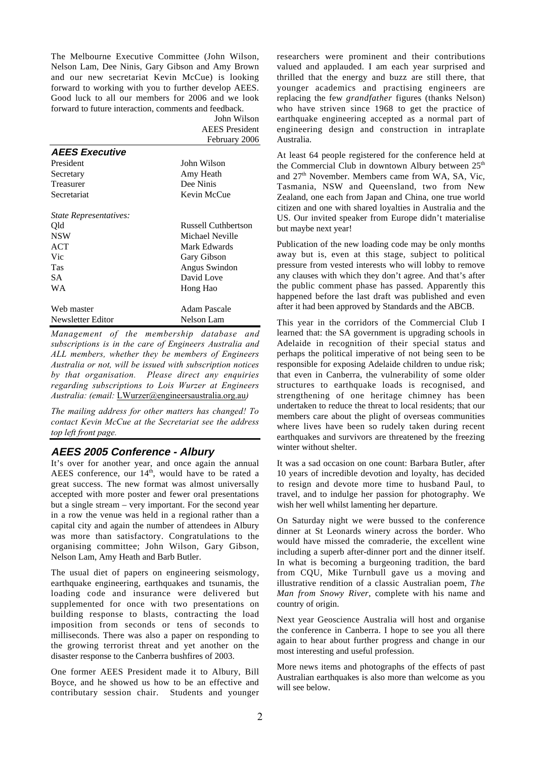The Melbourne Executive Committee (John Wilson, Nelson Lam, Dee Ninis, Gary Gibson and Amy Brown and our new secretariat Kevin McCue) is looking forward to working with you to further develop AEES. Good luck to all our members for 2006 and we look forward to future interaction, comments and feedback.

John Wilson
AEES President
February 2006

### AEES Executive

| | |
|---|---|
| President | John Wilson |
| Secretary | Amy Heath |
| Treasurer | Dee Ninis |
| Secretariat | Kevin McCue |
| *State Representatives:* | |
| Qld | Russell Cuthbertson |
| NSW | Michael Neville |
| ACT | Mark Edwards |
| Vic | Gary Gibson |
| Tas | Angus Swindon |
| SA | David Love |
| WA | Hong Hao |
| Web master | Adam Pascale |
| Newsletter Editor | Nelson Lam |

*Management of the membership database and subscriptions is in the care of Engineers Australia and ALL members, whether they be members of Engineers Australia or not, will be issued with subscription notices by that organisation. Please direct any enquiries regarding subscriptions to Lois Wurzer at Engineers Australia: (email:* LWurzer@engineersaustralia.org.au*)*

*The mailing address for other matters has changed! To contact Kevin McCue at the Secretariat see the address top left front page.*

## AEES 2005 Conference - Albury

It's over for another year, and once again the annual AEES conference, our 14th, would have to be rated a great success. The new format was almost universally accepted with more poster and fewer oral presentations but a single stream – very important. For the second year in a row the venue was held in a regional rather than a capital city and again the number of attendees in Albury was more than satisfactory. Congratulations to the organising committee; John Wilson, Gary Gibson, Nelson Lam, Amy Heath and Barb Butler.

The usual diet of papers on engineering seismology, earthquake engineering, earthquakes and tsunamis, the loading code and insurance were delivered but supplemented for once with two presentations on building response to blasts, contracting the load imposition from seconds or tens of seconds to milliseconds. There was also a paper on responding to the growing terrorist threat and yet another on the disaster response to the Canberra bushfires of 2003.

One former AEES President made it to Albury, Bill Boyce, and he showed us how to be an effective and contributary session chair. Students and younger researchers were prominent and their contributions valued and applauded. I am each year surprised and thrilled that the energy and buzz are still there, that younger academics and practising engineers are replacing the few *grandfather* figures (thanks Nelson) who have striven since 1968 to get the practice of earthquake engineering accepted as a normal part of engineering design and construction in intraplate Australia.

At least 64 people registered for the conference held at the Commercial Club in downtown Albury between 25th and 27th November. Members came from WA, SA, Vic, Tasmania, NSW and Queensland, two from New Zealand, one each from Japan and China, one true world citizen and one with shared loyalties in Australia and the US. Our invited speaker from Europe didn't materialise but maybe next year!

Publication of the new loading code may be only months away but is, even at this stage, subject to political pressure from vested interests who will lobby to remove any clauses with which they don't agree. And that's after the public comment phase has passed. Apparently this happened before the last draft was published and even after it had been approved by Standards and the ABCB.

This year in the corridors of the Commercial Club I learned that: the SA government is upgrading schools in Adelaide in recognition of their special status and perhaps the political imperative of not being seen to be responsible for exposing Adelaide children to undue risk; that even in Canberra, the vulnerability of some older structures to earthquake loads is recognised, and strengthening of one heritage chimney has been undertaken to reduce the threat to local residents; that our members care about the plight of overseas communities where lives have been so rudely taken during recent earthquakes and survivors are threatened by the freezing winter without shelter.

It was a sad occasion on one count: Barbara Butler, after 10 years of incredible devotion and loyalty, has decided to resign and devote more time to husband Paul, to travel, and to indulge her passion for photography. We wish her well whilst lamenting her departure.

On Saturday night we were bussed to the conference dinner at St Leonards winery across the border. Who would have missed the comraderie, the excellent wine including a superb after-dinner port and the dinner itself. In what is becoming a burgeoning tradition, the bard from CQU, Mike Turnbull gave us a moving and illustrative rendition of a classic Australian poem, *The Man from Snowy River*, complete with his name and country of origin.

Next year Geoscience Australia will host and organise the conference in Canberra. I hope to see you all there again to hear about further progress and change in our most interesting and useful profession.

More news items and photographs of the effects of past Australian earthquakes is also more than welcome as you will see below.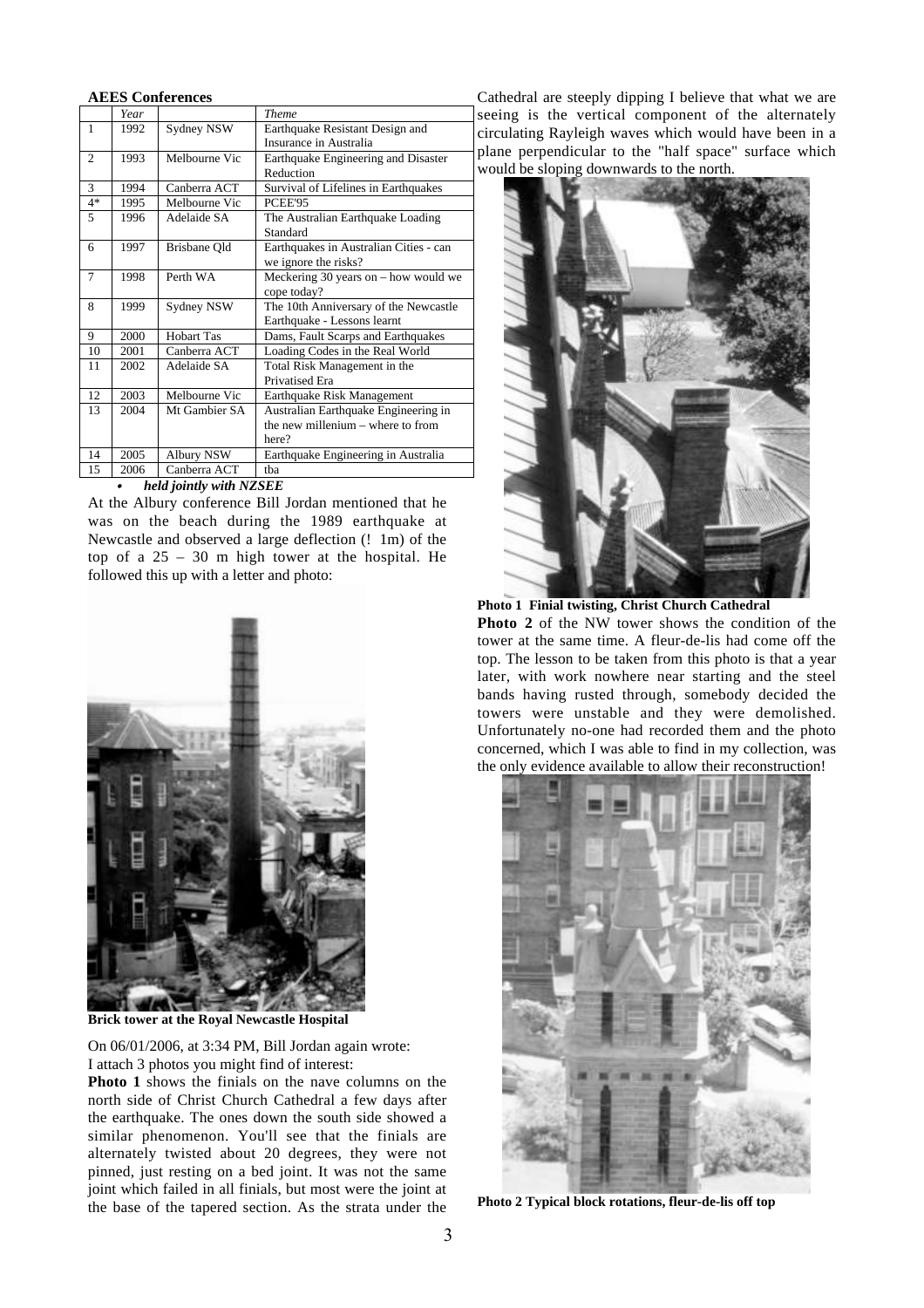**AEES Conferences**

| | Year | | Theme |
|---|---|---|---|
| 1 | 1992 | Sydney NSW | Earthquake Resistant Design and Insurance in Australia |
| 2 | 1993 | Melbourne Vic | Earthquake Engineering and Disaster Reduction |
| 3 | 1994 | Canberra ACT | Survival of Lifelines in Earthquakes |
| 4* | 1995 | Melbourne Vic | PCEE'95 |
| 5 | 1996 | Adelaide SA | The Australian Earthquake Loading Standard |
| 6 | 1997 | Brisbane Qld | Earthquakes in Australian Cities - can we ignore the risks? |
| 7 | 1998 | Perth WA | Meckering 30 years on – how would we cope today? |
| 8 | 1999 | Sydney NSW | The 10th Anniversary of the Newcastle Earthquake - Lessons learnt |
| 9 | 2000 | Hobart Tas | Dams, Fault Scarps and Earthquakes |
| 10 | 2001 | Canberra ACT | Loading Codes in the Real World |
| 11 | 2002 | Adelaide SA | Total Risk Management in the Privatised Era |
| 12 | 2003 | Melbourne Vic | Earthquake Risk Management |
| 13 | 2004 | Mt Gambier SA | Australian Earthquake Engineering in the new millenium – where to from here? |
| 14 | 2005 | Albury NSW | Earthquake Engineering in Australia |
| 15 | 2006 | Canberra ACT | tba |

- ***held jointly with NZSEE***

At the Albury conference Bill Jordan mentioned that he was on the beach during the 1989 earthquake at Newcastle and observed a large deflection (! 1m) of the top of a 25 – 30 m high tower at the hospital. He followed this up with a letter and photo:

**Brick tower at the Royal Newcastle Hospital**

On 06/01/2006, at 3:34 PM, Bill Jordan again wrote:
I attach 3 photos you might find of interest:

**Photo 1** shows the finials on the nave columns on the north side of Christ Church Cathedral a few days after the earthquake. The ones down the south side showed a similar phenomenon. You'll see that the finials are alternately twisted about 20 degrees, they were not pinned, just resting on a bed joint. It was not the same joint which failed in all finials, but most were the joint at the base of the tapered section. As the strata under the Cathedral are steeply dipping I believe that what we are seeing is the vertical component of the alternately circulating Rayleigh waves which would have been in a plane perpendicular to the "half space" surface which would be sloping downwards to the north.

**Photo 1 Finial twisting, Christ Church Cathedral**

**Photo 2** of the NW tower shows the condition of the tower at the same time. A fleur-de-lis had come off the top. The lesson to be taken from this photo is that a year later, with work nowhere near starting and the steel bands having rusted through, somebody decided the towers were unstable and they were demolished. Unfortunately no-one had recorded them and the photo concerned, which I was able to find in my collection, was the only evidence available to allow their reconstruction!

**Photo 2 Typical block rotations, fleur-de-lis off top**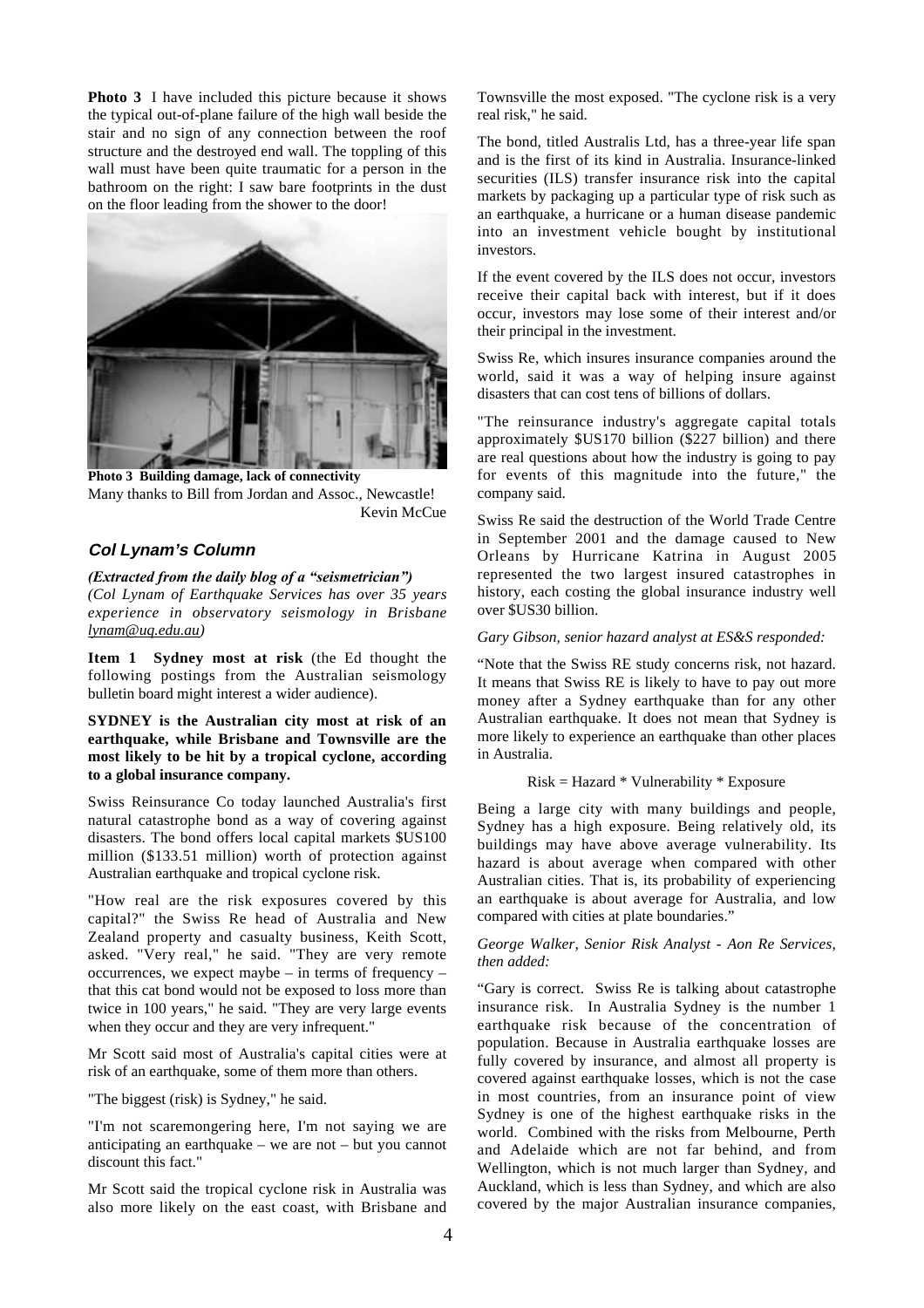**Photo 3** I have included this picture because it shows the typical out-of-plane failure of the high wall beside the stair and no sign of any connection between the roof structure and the destroyed end wall. The toppling of this wall must have been quite traumatic for a person in the bathroom on the right: I saw bare footprints in the dust on the floor leading from the shower to the door!

**Photo 3 Building damage, lack of connectivity**

Many thanks to Bill from Jordan and Assoc., Newcastle!

Kevin McCue

### *Col Lynam's Column*

***(Extracted from the daily blog of a "seismetrician")***

*(Col Lynam of Earthquake Services has over 35 years experience in observatory seismology in Brisbane lynam@uq.edu.au)*

**Item 1 Sydney most at risk** (the Ed thought the following postings from the Australian seismology bulletin board might interest a wider audience).

**SYDNEY is the Australian city most at risk of an earthquake, while Brisbane and Townsville are the most likely to be hit by a tropical cyclone, according to a global insurance company.**

Swiss Reinsurance Co today launched Australia's first natural catastrophe bond as a way of covering against disasters. The bond offers local capital markets $US100 million ($133.51 million) worth of protection against Australian earthquake and tropical cyclone risk.

"How real are the risk exposures covered by this capital?" the Swiss Re head of Australia and New Zealand property and casualty business, Keith Scott, asked. "Very real," he said. "They are very remote occurrences, we expect maybe – in terms of frequency – that this cat bond would not be exposed to loss more than twice in 100 years," he said. "They are very large events when they occur and they are very infrequent."

Mr Scott said most of Australia's capital cities were at risk of an earthquake, some of them more than others.

"The biggest (risk) is Sydney," he said.

"I'm not scaremongering here, I'm not saying we are anticipating an earthquake – we are not – but you cannot discount this fact."

Mr Scott said the tropical cyclone risk in Australia was also more likely on the east coast, with Brisbane and Townsville the most exposed. "The cyclone risk is a very real risk," he said.

The bond, titled Australis Ltd, has a three-year life span and is the first of its kind in Australia. Insurance-linked securities (ILS) transfer insurance risk into the capital markets by packaging up a particular type of risk such as an earthquake, a hurricane or a human disease pandemic into an investment vehicle bought by institutional investors.

If the event covered by the ILS does not occur, investors receive their capital back with interest, but if it does occur, investors may lose some of their interest and/or their principal in the investment.

Swiss Re, which insures insurance companies around the world, said it was a way of helping insure against disasters that can cost tens of billions of dollars.

"The reinsurance industry's aggregate capital totals approximately $US170 billion ($227 billion) and there are real questions about how the industry is going to pay for events of this magnitude into the future," the company said.

Swiss Re said the destruction of the World Trade Centre in September 2001 and the damage caused to New Orleans by Hurricane Katrina in August 2005 represented the two largest insured catastrophes in history, each costing the global insurance industry well over $US30 billion.

*Gary Gibson, senior hazard analyst at ES&S responded:*

"Note that the Swiss RE study concerns risk, not hazard. It means that Swiss RE is likely to have to pay out more money after a Sydney earthquake than for any other Australian earthquake. It does not mean that Sydney is more likely to experience an earthquake than other places in Australia.

Risk = Hazard * Vulnerability * Exposure

Being a large city with many buildings and people, Sydney has a high exposure. Being relatively old, its buildings may have above average vulnerability. Its hazard is about average when compared with other Australian cities. That is, its probability of experiencing an earthquake is about average for Australia, and low compared with cities at plate boundaries."

*George Walker, Senior Risk Analyst - Aon Re Services, then added:*

"Gary is correct. Swiss Re is talking about catastrophe insurance risk. In Australia Sydney is the number 1 earthquake risk because of the concentration of population. Because in Australia earthquake losses are fully covered by insurance, and almost all property is covered against earthquake losses, which is not the case in most countries, from an insurance point of view Sydney is one of the highest earthquake risks in the world. Combined with the risks from Melbourne, Perth and Adelaide which are not far behind, and from Wellington, which is not much larger than Sydney, and Auckland, which is less than Sydney, and which are also covered by the major Australian insurance companies,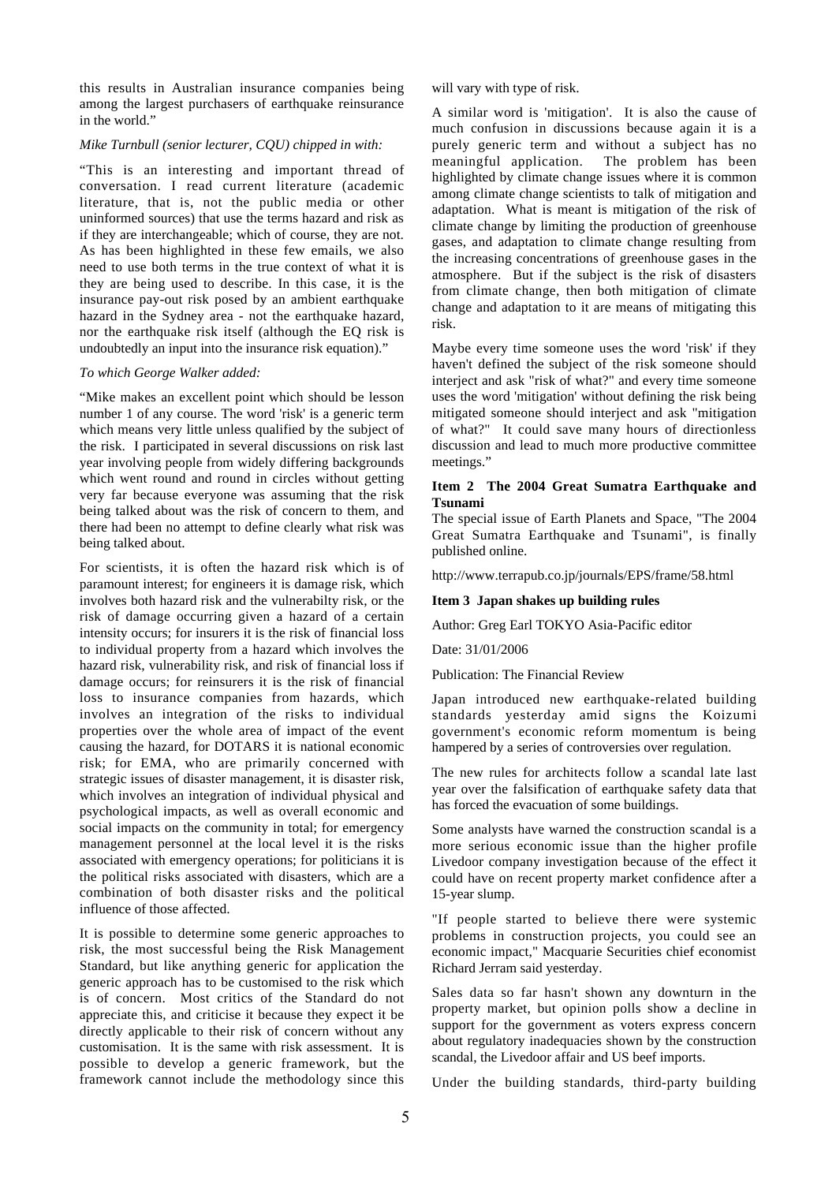this results in Australian insurance companies being among the largest purchasers of earthquake reinsurance in the world."

*Mike Turnbull (senior lecturer, CQU) chipped in with:*

"This is an interesting and important thread of conversation. I read current literature (academic literature, that is, not the public media or other uninformed sources) that use the terms hazard and risk as if they are interchangeable; which of course, they are not. As has been highlighted in these few emails, we also need to use both terms in the true context of what it is they are being used to describe. In this case, it is the insurance pay-out risk posed by an ambient earthquake hazard in the Sydney area - not the earthquake hazard, nor the earthquake risk itself (although the EQ risk is undoubtedly an input into the insurance risk equation)."

*To which George Walker added:*

"Mike makes an excellent point which should be lesson number 1 of any course. The word 'risk' is a generic term which means very little unless qualified by the subject of the risk. I participated in several discussions on risk last year involving people from widely differing backgrounds which went round and round in circles without getting very far because everyone was assuming that the risk being talked about was the risk of concern to them, and there had been no attempt to define clearly what risk was being talked about.

For scientists, it is often the hazard risk which is of paramount interest; for engineers it is damage risk, which involves both hazard risk and the vulnerabilty risk, or the risk of damage occurring given a hazard of a certain intensity occurs; for insurers it is the risk of financial loss to individual property from a hazard which involves the hazard risk, vulnerability risk, and risk of financial loss if damage occurs; for reinsurers it is the risk of financial loss to insurance companies from hazards, which involves an integration of the risks to individual properties over the whole area of impact of the event causing the hazard, for DOTARS it is national economic risk; for EMA, who are primarily concerned with strategic issues of disaster management, it is disaster risk, which involves an integration of individual physical and psychological impacts, as well as overall economic and social impacts on the community in total; for emergency management personnel at the local level it is the risks associated with emergency operations; for politicians it is the political risks associated with disasters, which are a combination of both disaster risks and the political influence of those affected.

It is possible to determine some generic approaches to risk, the most successful being the Risk Management Standard, but like anything generic for application the generic approach has to be customised to the risk which is of concern. Most critics of the Standard do not appreciate this, and criticise it because they expect it be directly applicable to their risk of concern without any customisation. It is the same with risk assessment. It is possible to develop a generic framework, but the framework cannot include the methodology since this will vary with type of risk.

A similar word is 'mitigation'. It is also the cause of much confusion in discussions because again it is a purely generic term and without a subject has no meaningful application. The problem has been highlighted by climate change issues where it is common among climate change scientists to talk of mitigation and adaptation. What is meant is mitigation of the risk of climate change by limiting the production of greenhouse gases, and adaptation to climate change resulting from the increasing concentrations of greenhouse gases in the atmosphere. But if the subject is the risk of disasters from climate change, then both mitigation of climate change and adaptation to it are means of mitigating this risk.

Maybe every time someone uses the word 'risk' if they haven't defined the subject of the risk someone should interject and ask "risk of what?" and every time someone uses the word 'mitigation' without defining the risk being mitigated someone should interject and ask "mitigation of what?" It could save many hours of directionless discussion and lead to much more productive committee meetings."

### Item 2 The 2004 Great Sumatra Earthquake and Tsunami

The special issue of Earth Planets and Space, "The 2004 Great Sumatra Earthquake and Tsunami", is finally published online.

http://www.terrapub.co.jp/journals/EPS/frame/58.html

### Item 3 Japan shakes up building rules

Author: Greg Earl TOKYO Asia-Pacific editor

Date: 31/01/2006

Publication: The Financial Review

Japan introduced new earthquake-related building standards yesterday amid signs the Koizumi government's economic reform momentum is being hampered by a series of controversies over regulation.

The new rules for architects follow a scandal late last year over the falsification of earthquake safety data that has forced the evacuation of some buildings.

Some analysts have warned the construction scandal is a more serious economic issue than the higher profile Livedoor company investigation because of the effect it could have on recent property market confidence after a 15-year slump.

"If people started to believe there were systemic problems in construction projects, you could see an economic impact," Macquarie Securities chief economist Richard Jerram said yesterday.

Sales data so far hasn't shown any downturn in the property market, but opinion polls show a decline in support for the government as voters express concern about regulatory inadequacies shown by the construction scandal, the Livedoor affair and US beef imports.

Under the building standards, third-party building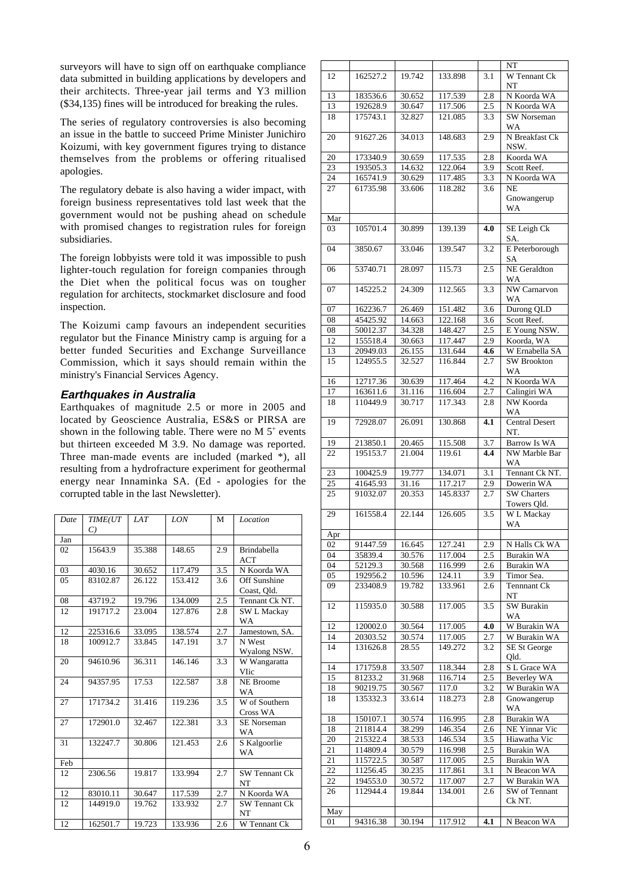surveyors will have to sign off on earthquake compliance data submitted in building applications by developers and their architects. Three-year jail terms and Y3 million ($34,135) fines will be introduced for breaking the rules.

The series of regulatory controversies is also becoming an issue in the battle to succeed Prime Minister Junichiro Koizumi, with key government figures trying to distance themselves from the problems or offering ritualised apologies.

The regulatory debate is also having a wider impact, with foreign business representatives told last week that the government would not be pushing ahead on schedule with promised changes to registration rules for foreign subsidiaries.

The foreign lobbyists were told it was impossible to push lighter-touch regulation for foreign companies through the Diet when the political focus was on tougher regulation for architects, stockmarket disclosure and food inspection.

The Koizumi camp favours an independent securities regulator but the Finance Ministry camp is arguing for a better funded Securities and Exchange Surveillance Commission, which it says should remain within the ministry's Financial Services Agency.

### *Earthquakes in Australia*

Earthquakes of magnitude 2.5 or more in 2005 and located by Geoscience Australia, ES&S or PIRSA are shown in the following table. There were no M 5+ events but thirteen exceeded M 3.9. No damage was reported. Three man-made events are included (marked *), all resulting from a hydrofracture experiment for geothermal energy near Innaminka SA. (Ed - apologies for the corrupted table in the last Newsletter).

| *Date* | *TIME(UTC)* | *LAT* | *LON* | M | *Location* |
|---|---|---|---|---|---|
| Jan | | | | | |
| 02 | 15643.9 | 35.388 | 148.65 | 2.9 | Brindabella ACT |
| 03 | 4030.16 | 30.652 | 117.479 | 3.5 | N Koorda WA |
| 05 | 83102.87 | 26.122 | 153.412 | 3.6 | Off Sunshine Coast, Qld. |
| 08 | 43719.2 | 19.796 | 134.009 | 2.5 | Tennant Ck NT. |
| 12 | 191717.2 | 23.004 | 127.876 | 2.8 | SW L Mackay WA |
| 12 | 225316.6 | 33.095 | 138.574 | 2.7 | Jamestown, SA. |
| 18 | 100912.7 | 33.845 | 147.191 | 3.7 | N West Wyalong NSW. |
| 20 | 94610.96 | 36.311 | 146.146 | 3.3 | W Wangaratta VIic |
| 24 | 94357.95 | 17.53 | 122.587 | 3.8 | NE Broome WA |
| 27 | 171734.2 | 31.416 | 119.236 | 3.5 | W of Southern Cross WA |
| 27 | 172901.0 | 32.467 | 122.381 | 3.3 | SE Norseman WA |
| 31 | 132247.7 | 30.806 | 121.453 | 2.6 | S Kalgoorlie WA |
| Feb | | | | | |
| 12 | 2306.56 | 19.817 | 133.994 | 2.7 | SW Tennant Ck NT |
| 12 | 83010.11 | 30.647 | 117.539 | 2.7 | N Koorda WA |
| 12 | 144919.0 | 19.762 | 133.932 | 2.7 | SW Tennant Ck NT |
| 12 | 162501.7 | 19.723 | 133.936 | 2.6 | W Tennant Ck NT |
| 12 | 162527.2 | 19.742 | 133.898 | 3.1 | W Tennant Ck NT |
| 13 | 183536.6 | 30.652 | 117.539 | 2.8 | N Koorda WA |
| 13 | 192628.9 | 30.647 | 117.506 | 2.5 | N Koorda WA |
| 18 | 175743.1 | 32.827 | 121.085 | 3.3 | SW Norseman WA |
| 20 | 91627.26 | 34.013 | 148.683 | 2.9 | N Breakfast Ck NSW. |
| 20 | 173340.9 | 30.659 | 117.535 | 2.8 | Koorda WA |
| 23 | 193505.3 | 14.632 | 122.064 | 3.9 | Scott Reef. |
| 24 | 165741.9 | 30.629 | 117.485 | 3.3 | N Koorda WA |
| 27 | 61735.98 | 33.606 | 118.282 | 3.6 | NE Gnowangerup WA |
| Mar | | | | | |
| 03 | 105701.4 | 30.899 | 139.139 | **4.0** | SE Leigh Ck SA. |
| 04 | 3850.67 | 33.046 | 139.547 | 3.2 | E Peterborough SA |
| 06 | 53740.71 | 28.097 | 115.73 | 2.5 | NE Geraldton WA |
| 07 | 145225.2 | 24.309 | 112.565 | 3.3 | NW Carnarvon WA |
| 07 | 162236.7 | 26.469 | 151.482 | 3.6 | Durong QLD |
| 08 | 45425.92 | 14.663 | 122.168 | 3.6 | Scott Reef. |
| 08 | 50012.37 | 34.328 | 148.427 | 2.5 | E Young NSW. |
| 12 | 155518.4 | 30.663 | 117.447 | 2.9 | Koorda, WA |
| 13 | 20949.03 | 26.155 | 131.644 | **4.6** | W Ernabella SA |
| 15 | 124955.5 | 32.527 | 116.844 | 2.7 | SW Brookton WA |
| 16 | 12717.36 | 30.639 | 117.464 | 4.2 | N Koorda WA |
| 17 | 163611.6 | 31.116 | 116.604 | 2.7 | Calingiri WA |
| 18 | 110449.9 | 30.717 | 117.343 | 2.8 | NW Koorda WA |
| 19 | 72928.07 | 26.091 | 130.868 | **4.1** | Central Desert NT. |
| 19 | 213850.1 | 20.465 | 115.508 | 3.7 | Barrow Is WA |
| 22 | 195153.7 | 21.004 | 119.61 | **4.4** | NW Marble Bar WA |
| 23 | 100425.9 | 19.777 | 134.071 | 3.1 | Tennant Ck NT. |
| 25 | 41645.93 | 31.16 | 117.217 | 2.9 | Dowerin WA |
| 25 | 91032.07 | 20.353 | 145.8337 | 2.7 | SW Charters Towers Qld. |
| 29 | 161558.4 | 22.144 | 126.605 | 3.5 | W L Mackay WA |
| Apr | | | | | |
| 02 | 91447.59 | 16.645 | 127.241 | 2.9 | N Halls Ck WA |
| 04 | 35839.4 | 30.576 | 117.004 | 2.5 | Burakin WA |
| 04 | 52129.3 | 30.568 | 116.999 | 2.6 | Burakin WA |
| 05 | 192956.2 | 10.596 | 124.11 | 3.9 | Timor Sea. |
| 09 | 233408.9 | 19.782 | 133.961 | 2.6 | Tennnant Ck NT |
| 12 | 115935.0 | 30.588 | 117.005 | 3.5 | SW Burakin WA |
| 12 | 120002.0 | 30.564 | 117.005 | **4.0** | W Burakin WA |
| 14 | 20303.52 | 30.574 | 117.005 | 2.7 | W Burakin WA |
| 14 | 131626.8 | 28.55 | 149.272 | 3.2 | SE St George Qld. |
| 14 | 171759.8 | 33.507 | 118.344 | 2.8 | S L Grace WA |
| 15 | 81233.2 | 31.968 | 116.714 | 2.5 | Beverley WA |
| 18 | 90219.75 | 30.567 | 117.0 | 3.2 | W Burakin WA |
| 18 | 135332.3 | 33.614 | 118.273 | 2.8 | Gnowangerup WA |
| 18 | 150107.1 | 30.574 | 116.995 | 2.8 | Burakin WA |
| 18 | 211814.4 | 38.299 | 146.354 | 2.6 | NE Yinnar Vic |
| 20 | 215322.4 | 38.533 | 146.534 | 3.5 | Hiawatha Vic |
| 21 | 114809.4 | 30.579 | 116.998 | 2.5 | Burakin WA |
| 21 | 115722.5 | 30.587 | 117.005 | 2.5 | Burakin WA |
| 22 | 11256.45 | 30.235 | 117.861 | 3.1 | N Beacon WA |
| 22 | 194553.0 | 30.572 | 117.007 | 2.7 | W Burakin WA |
| 26 | 112944.4 | 19.844 | 134.001 | 2.6 | SW of Tennant Ck NT. |
| May | | | | | |
| 01 | 94316.38 | 30.194 | 117.912 | **4.1** | N Beacon WA |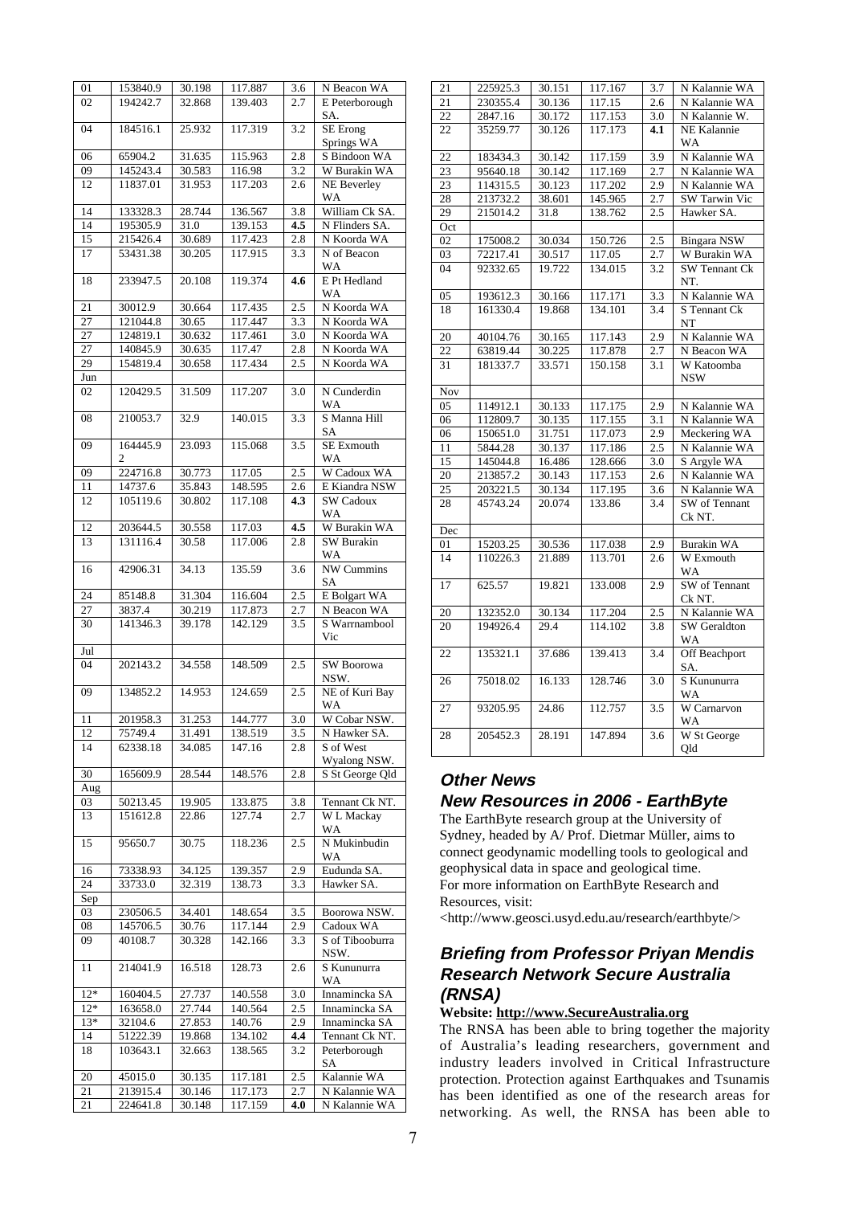| | | | | | |
|---|---|---|---|---|---|
| 01 | 153840.9 | 30.198 | 117.887 | 3.6 | N Beacon WA |
| 02 | 194242.7 | 32.868 | 139.403 | 2.7 | E Peterborough SA. |
| 04 | 184516.1 | 25.932 | 117.319 | 3.2 | SE Erong Springs WA |
| 06 | 65904.2 | 31.635 | 115.963 | 2.8 | S Bindoon WA |
| 09 | 145243.4 | 30.583 | 116.98 | 3.2 | W Burakin WA |
| 12 | 11837.01 | 31.953 | 117.203 | 2.6 | NE Beverley WA |
| 14 | 133328.3 | 28.744 | 136.567 | 3.8 | William Ck SA. |
| 14 | 195305.9 | 31.0 | 139.153 | **4.5** | N Flinders SA. |
| 15 | 215426.4 | 30.689 | 117.423 | 2.8 | N Koorda WA |
| 17 | 53431.38 | 30.205 | 117.915 | 3.3 | N of Beacon WA |
| 18 | 233947.5 | 20.108 | 119.374 | **4.6** | E Pt Hedland WA |
| 21 | 30012.9 | 30.664 | 117.435 | 2.5 | N Koorda WA |
| 27 | 121044.8 | 30.65 | 117.447 | 3.3 | N Koorda WA |
| 27 | 124819.1 | 30.632 | 117.461 | 3.0 | N Koorda WA |
| 27 | 140845.9 | 30.635 | 117.47 | 2.8 | N Koorda WA |
| 29 | 154819.4 | 30.658 | 117.434 | 2.5 | N Koorda WA |
| Jun | | | | | |
| 02 | 120429.5 | 31.509 | 117.207 | 3.0 | N Cunderdin WA |
| 08 | 210053.7 | 32.9 | 140.015 | 3.3 | S Manna Hill SA |
| 09 | 164445.92 | 23.093 | 115.068 | 3.5 | SE Exmouth WA |
| 09 | 224716.8 | 30.773 | 117.05 | 2.5 | W Cadoux WA |
| 11 | 14737.6 | 35.843 | 148.595 | 2.6 | E Kiandra NSW |
| 12 | 105119.6 | 30.802 | 117.108 | **4.3** | SW Cadoux WA |
| 12 | 203644.5 | 30.558 | 117.03 | **4.5** | W Burakin WA |
| 13 | 131116.4 | 30.58 | 117.006 | 2.8 | SW Burakin WA |
| 16 | 42906.31 | 34.13 | 135.59 | 3.6 | NW Cummins SA |
| 24 | 85148.8 | 31.304 | 116.604 | 2.5 | E Bolgart WA |
| 27 | 3837.4 | 30.219 | 117.873 | 2.7 | N Beacon WA |
| 30 | 141346.3 | 39.178 | 142.129 | 3.5 | S Warrnambool Vic |
| Jul | | | | | |
| 04 | 202143.2 | 34.558 | 148.509 | 2.5 | SW Boorowa NSW. |
| 09 | 134852.2 | 14.953 | 124.659 | 2.5 | NE of Kuri Bay WA |
| 11 | 201958.3 | 31.253 | 144.777 | 3.0 | W Cobar NSW. |
| 12 | 75749.4 | 31.491 | 138.519 | 3.5 | N Hawker SA. |
| 14 | 62338.18 | 34.085 | 147.16 | 2.8 | S of West Wyalong NSW. |
| 30 | 165609.9 | 28.544 | 148.576 | 2.8 | S St George Qld |
| Aug | | | | | |
| 03 | 50213.45 | 19.905 | 133.875 | 3.8 | Tennant Ck NT. |
| 13 | 151612.8 | 22.86 | 127.74 | 2.7 | W L Mackay WA |
| 15 | 95650.7 | 30.75 | 118.236 | 2.5 | N Mukinbudin WA |
| 16 | 73338.93 | 34.125 | 139.357 | 2.9 | Eudunda SA. |
| 24 | 33733.0 | 32.319 | 138.73 | 3.3 | Hawker SA. |
| Sep | | | | | |
| 03 | 230506.5 | 34.401 | 148.654 | 3.5 | Boorowa NSW. |
| 08 | 145706.5 | 30.76 | 117.144 | 2.9 | Cadoux WA |
| 09 | 40108.7 | 30.328 | 142.166 | 3.3 | S of Tibooburra NSW. |
| 11 | 214041.9 | 16.518 | 128.73 | 2.6 | S Kununurra WA |
| 12* | 160404.5 | 27.737 | 140.558 | 3.0 | Innamincka SA |
| 12* | 163658.0 | 27.744 | 140.564 | 2.5 | Innamincka SA |
| 13* | 32104.6 | 27.853 | 140.76 | 2.9 | Innamincka SA |
| 14 | 51222.39 | 19.868 | 134.102 | **4.4** | Tennant Ck NT. |
| 18 | 103643.1 | 32.663 | 138.565 | 3.2 | Peterborough SA |
| 20 | 45015.0 | 30.135 | 117.181 | 2.5 | Kalannie WA |
| 21 | 213915.4 | 30.146 | 117.173 | 2.7 | N Kalannie WA |
| 21 | 224641.8 | 30.148 | 117.159 | **4.0** | N Kalannie WA |
| 21 | 225925.3 | 30.151 | 117.167 | 3.7 | N Kalannie WA |
| 21 | 230355.4 | 30.136 | 117.15 | 2.6 | N Kalannie WA |
| 22 | 2847.16 | 30.172 | 117.153 | 3.0 | N Kalannie W. |
| 22 | 35259.77 | 30.126 | 117.173 | **4.1** | NE Kalannie WA |
| 22 | 183434.3 | 30.142 | 117.159 | 3.9 | N Kalannie WA |
| 23 | 95640.18 | 30.142 | 117.169 | 2.7 | N Kalannie WA |
| 23 | 114315.5 | 30.123 | 117.202 | 2.9 | N Kalannie WA |
| 28 | 213732.2 | 38.601 | 145.965 | 2.7 | SW Tarwin Vic |
| 29 | 215014.2 | 31.8 | 138.762 | 2.5 | Hawker SA. |
| Oct | | | | | |
| 02 | 175008.2 | 30.034 | 150.726 | 2.5 | Bingara NSW |
| 03 | 72217.41 | 30.517 | 117.05 | 2.7 | W Burakin WA |
| 04 | 92332.65 | 19.722 | 134.015 | 3.2 | SW Tennant Ck NT. |
| 05 | 193612.3 | 30.166 | 117.171 | 3.3 | N Kalannie WA |
| 18 | 161330.4 | 19.868 | 134.101 | 3.4 | S Tennant Ck NT |
| 20 | 40104.76 | 30.165 | 117.143 | 2.9 | N Kalannie WA |
| 22 | 63819.44 | 30.225 | 117.878 | 2.7 | N Beacon WA |
| 31 | 181337.7 | 33.571 | 150.158 | 3.1 | W Katoomba NSW |
| Nov | | | | | |
| 05 | 114912.1 | 30.133 | 117.175 | 2.9 | N Kalannie WA |
| 06 | 112809.7 | 30.135 | 117.155 | 3.1 | N Kalannie WA |
| 06 | 150651.0 | 31.751 | 117.073 | 2.9 | Meckering WA |
| 11 | 5844.28 | 30.137 | 117.186 | 2.5 | N Kalannie WA |
| 15 | 145044.8 | 16.486 | 128.666 | 3.0 | S Argyle WA |
| 20 | 213857.2 | 30.143 | 117.153 | 2.6 | N Kalannie WA |
| 25 | 203221.5 | 30.134 | 117.195 | 3.6 | N Kalannie WA |
| 28 | 45743.24 | 20.074 | 133.86 | 3.4 | SW of Tennant Ck NT. |
| Dec | | | | | |
| 01 | 15203.25 | 30.536 | 117.038 | 2.9 | Burakin WA |
| 14 | 110226.3 | 21.889 | 113.701 | 2.6 | W Exmouth WA |
| 17 | 625.57 | 19.821 | 133.008 | 2.9 | SW of Tennant Ck NT. |
| 20 | 132352.0 | 30.134 | 117.204 | 2.5 | N Kalannie WA |
| 20 | 194926.4 | 29.4 | 114.102 | 3.8 | SW Geraldton WA |
| 22 | 135321.1 | 37.686 | 139.413 | 3.4 | Off Beachport SA. |
| 26 | 75018.02 | 16.133 | 128.746 | 3.0 | S Kununurra WA |
| 27 | 93205.95 | 24.86 | 112.757 | 3.5 | W Carnarvon WA |
| 28 | 205452.3 | 28.191 | 147.894 | 3.6 | W St George Qld |

## Other News

## New Resources in 2006 - EarthByte

The EarthByte research group at the University of Sydney, headed by A/ Prof. Dietmar Müller, aims to connect geodynamic modelling tools to geological and geophysical data in space and geological time.
For more information on EarthByte Research and Resources, visit:
<http://www.geosci.usyd.edu.au/research/earthbyte/>

## Briefing from Professor Priyan Mendis Research Network Secure Australia (RNSA)

**Website: http://www.SecureAustralia.org**

The RNSA has been able to bring together the majority of Australia's leading researchers, government and industry leaders involved in Critical Infrastructure protection. Protection against Earthquakes and Tsunamis has been identified as one of the research areas for networking. As well, the RNSA has been able to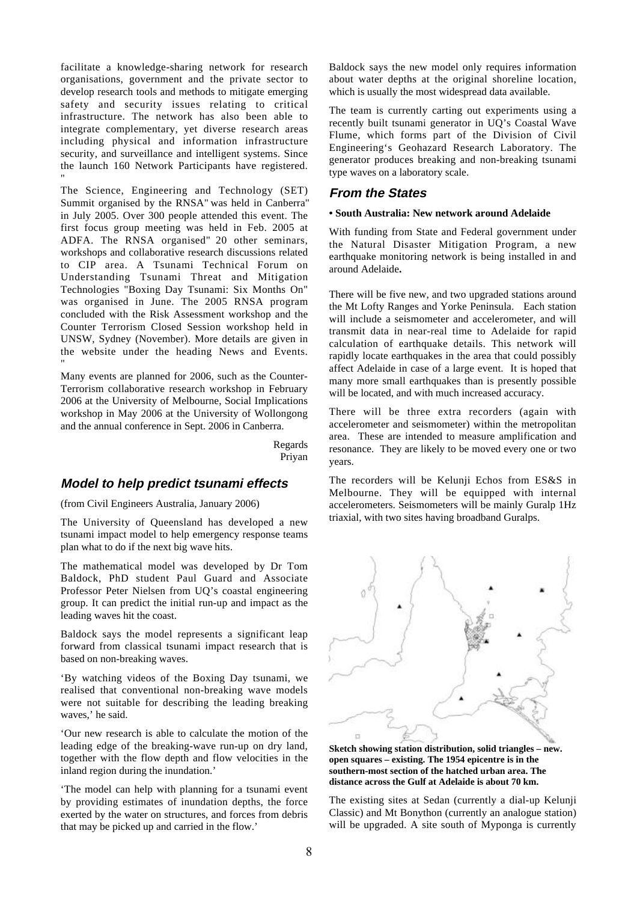facilitate a knowledge-sharing network for research organisations, government and the private sector to develop research tools and methods to mitigate emerging safety and security issues relating to critical infrastructure. The network has also been able to integrate complementary, yet diverse research areas including physical and information infrastructure security, and surveillance and intelligent systems. Since the launch 160 Network Participants have registered. "

The Science, Engineering and Technology (SET) Summit organised by the RNSA" was held in Canberra" in July 2005. Over 300 people attended this event. The first focus group meeting was held in Feb. 2005 at ADFA. The RNSA organised" 20 other seminars, workshops and collaborative research discussions related to CIP area. A Tsunami Technical Forum on Understanding Tsunami Threat and Mitigation Technologies "Boxing Day Tsunami: Six Months On" was organised in June. The 2005 RNSA program concluded with the Risk Assessment workshop and the Counter Terrorism Closed Session workshop held in UNSW, Sydney (November). More details are given in the website under the heading News and Events. "

Many events are planned for 2006, such as the Counter-Terrorism collaborative research workshop in February 2006 at the University of Melbourne, Social Implications workshop in May 2006 at the University of Wollongong and the annual conference in Sept. 2006 in Canberra.

Regards
Priyan

## Model to help predict tsunami effects

(from Civil Engineers Australia, January 2006)

The University of Queensland has developed a new tsunami impact model to help emergency response teams plan what to do if the next big wave hits.

The mathematical model was developed by Dr Tom Baldock, PhD student Paul Guard and Associate Professor Peter Nielsen from UQ's coastal engineering group. It can predict the initial run-up and impact as the leading waves hit the coast.

Baldock says the model represents a significant leap forward from classical tsunami impact research that is based on non-breaking waves.

'By watching videos of the Boxing Day tsunami, we realised that conventional non-breaking wave models were not suitable for describing the leading breaking waves,' he said.

'Our new research is able to calculate the motion of the leading edge of the breaking-wave run-up on dry land, together with the flow depth and flow velocities in the inland region during the inundation.'

'The model can help with planning for a tsunami event by providing estimates of inundation depths, the force exerted by the water on structures, and forces from debris that may be picked up and carried in the flow.'

Baldock says the new model only requires information about water depths at the original shoreline location, which is usually the most widespread data available.

The team is currently carting out experiments using a recently built tsunami generator in UQ's Coastal Wave Flume, which forms part of the Division of Civil Engineering's Geohazard Research Laboratory. The generator produces breaking and non-breaking tsunami type waves on a laboratory scale.

## From the States

**• South Australia: New network around Adelaide**

With funding from State and Federal government under the Natural Disaster Mitigation Program, a new earthquake monitoring network is being installed in and around Adelaide**.**

There will be five new, and two upgraded stations around the Mt Lofty Ranges and Yorke Peninsula. Each station will include a seismometer and accelerometer, and will transmit data in near-real time to Adelaide for rapid calculation of earthquake details. This network will rapidly locate earthquakes in the area that could possibly affect Adelaide in case of a large event. It is hoped that many more small earthquakes than is presently possible will be located, and with much increased accuracy.

There will be three extra recorders (again with accelerometer and seismometer) within the metropolitan area. These are intended to measure amplification and resonance. They are likely to be moved every one or two years.

The recorders will be Kelunji Echos from ES&S in Melbourne. They will be equipped with internal accelerometers. Seismometers will be mainly Guralp 1Hz triaxial, with two sites having broadband Guralps.

**Sketch showing station distribution, solid triangles – new. open squares – existing. The 1954 epicentre is in the southern-most section of the hatched urban area. The distance across the Gulf at Adelaide is about 70 km.**

The existing sites at Sedan (currently a dial-up Kelunji Classic) and Mt Bonython (currently an analogue station) will be upgraded. A site south of Myponga is currently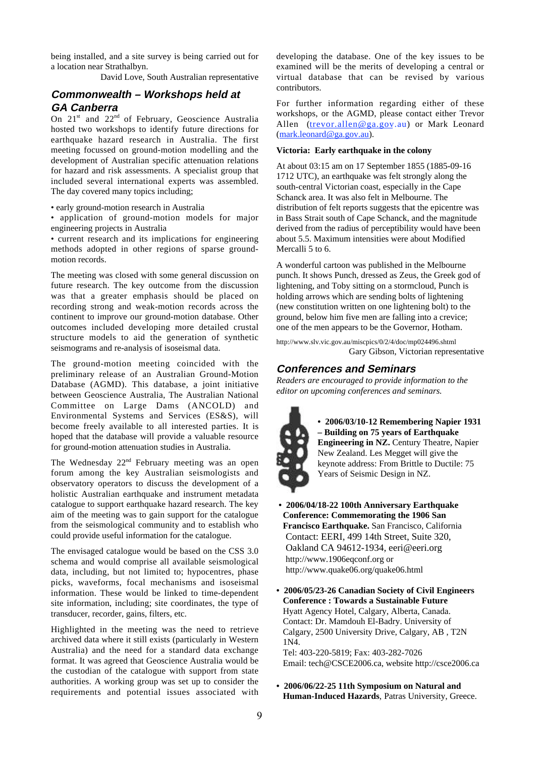being installed, and a site survey is being carried out for a location near Strathalbyn.

David Love, South Australian representative

## Commonwealth – Workshops held at GA Canberra

On 21st and 22nd of February, Geoscience Australia hosted two workshops to identify future directions for earthquake hazard research in Australia. The first meeting focussed on ground-motion modelling and the development of Australian specific attenuation relations for hazard and risk assessments. A specialist group that included several international experts was assembled. The day covered many topics including;

- early ground-motion research in Australia
- application of ground-motion models for major engineering projects in Australia
- current research and its implications for engineering methods adopted in other regions of sparse ground-motion records.

The meeting was closed with some general discussion on future research. The key outcome from the discussion was that a greater emphasis should be placed on recording strong and weak-motion records across the continent to improve our ground-motion database. Other outcomes included developing more detailed crustal structure models to aid the generation of synthetic seismograms and re-analysis of isoseismal data.

The ground-motion meeting coincided with the preliminary release of an Australian Ground-Motion Database (AGMD). This database, a joint initiative between Geoscience Australia, The Australian National Committee on Large Dams (ANCOLD) and Environmental Systems and Services (ES&S), will become freely available to all interested parties. It is hoped that the database will provide a valuable resource for ground-motion attenuation studies in Australia.

The Wednesday 22nd February meeting was an open forum among the key Australian seismologists and observatory operators to discuss the development of a holistic Australian earthquake and instrument metadata catalogue to support earthquake hazard research. The key aim of the meeting was to gain support for the catalogue from the seismological community and to establish who could provide useful information for the catalogue.

The envisaged catalogue would be based on the CSS 3.0 schema and would comprise all available seismological data, including, but not limited to; hypocentres, phase picks, waveforms, focal mechanisms and isoseismal information. These would be linked to time-dependent site information, including; site coordinates, the type of transducer, recorder, gains, filters, etc.

Highlighted in the meeting was the need to retrieve archived data where it still exists (particularly in Western Australia) and the need for a standard data exchange format. It was agreed that Geoscience Australia would be the custodian of the catalogue with support from state authorities. A working group was set up to consider the requirements and potential issues associated with developing the database. One of the key issues to be examined will be the merits of developing a central or virtual database that can be revised by various contributors.

For further information regarding either of these workshops, or the AGMD, please contact either Trevor Allen (trevor.allen@ga.gov.au) or Mark Leonard (mark.leonard@ga.gov.au).

**Victoria: Early earthquake in the colony**

At about 03:15 am on 17 September 1855 (1885-09-16 1712 UTC), an earthquake was felt strongly along the south-central Victorian coast, especially in the Cape Schanck area. It was also felt in Melbourne. The distribution of felt reports suggests that the epicentre was in Bass Strait south of Cape Schanck, and the magnitude derived from the radius of perceptibility would have been about 5.5. Maximum intensities were about Modified Mercalli 5 to 6.

A wonderful cartoon was published in the Melbourne punch. It shows Punch, dressed as Zeus, the Greek god of lightening, and Toby sitting on a stormcloud, Punch is holding arrows which are sending bolts of lightening (new constitution written on one lightening bolt) to the ground, below him five men are falling into a crevice; one of the men appears to be the Governor, Hotham.

http://www.slv.vic.gov.au/miscpics/0/2/4/doc/mp024496.shtml

Gary Gibson, Victorian representative

## Conferences and Seminars

*Readers are encouraged to provide information to the editor on upcoming conferences and seminars.*

- **2006/03/10-12 Remembering Napier 1931 – Building on 75 years of Earthquake Engineering in NZ.** Century Theatre, Napier New Zealand. Les Megget will give the keynote address: From Brittle to Ductile: 75 Years of Seismic Design in NZ.

- **2006/04/18-22 100th Anniversary Earthquake Conference: Commemorating the 1906 San Francisco Earthquake.** San Francisco, California Contact: EERI, 499 14th Street, Suite 320, Oakland CA 94612-1934, eeri@eeri.org http://www.1906eqconf.org or http://www.quake06.org/quake06.html

- **2006/05/23-26 Canadian Society of Civil Engineers Conference : Towards a Sustainable Future** Hyatt Agency Hotel, Calgary, Alberta, Canada. Contact: Dr. Mamdouh El-Badry. University of Calgary, 2500 University Drive, Calgary, AB , T2N 1N4.
  Tel: 403-220-5819; Fax: 403-282-7026
  Email: tech@CSCE2006.ca, website http://csce2006.ca

- **2006/06/22-25 11th Symposium on Natural and Human-Induced Hazards**, Patras University, Greece.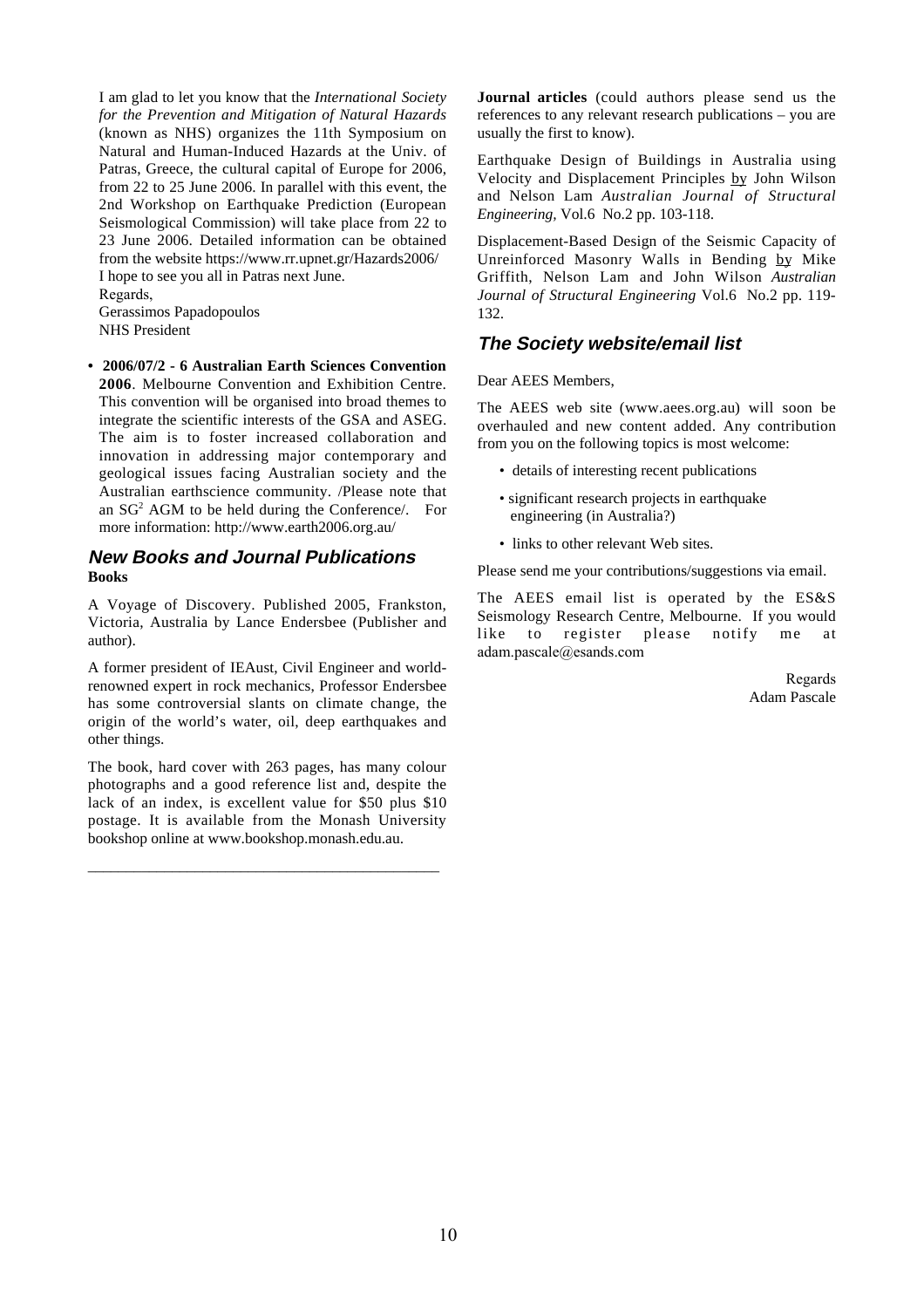I am glad to let you know that the *International Society for the Prevention and Mitigation of Natural Hazards* (known as NHS) organizes the 11th Symposium on Natural and Human-Induced Hazards at the Univ. of Patras, Greece, the cultural capital of Europe for 2006, from 22 to 25 June 2006. In parallel with this event, the 2nd Workshop on Earthquake Prediction (European Seismological Commission) will take place from 22 to 23 June 2006. Detailed information can be obtained from the website https://www.rr.upnet.gr/Hazards2006/
I hope to see you all in Patras next June.
Regards,
Gerassimos Papadopoulos
NHS President

- **2006/07/2 - 6 Australian Earth Sciences Convention 2006**. Melbourne Convention and Exhibition Centre. This convention will be organised into broad themes to integrate the scientific interests of the GSA and ASEG. The aim is to foster increased collaboration and innovation in addressing major contemporary and geological issues facing Australian society and the Australian earthscience community. /Please note that an $SG^2$ AGM to be held during the Conference/. For more information: http://www.earth2006.org.au/

## New Books and Journal Publications

**Books**

A Voyage of Discovery. Published 2005, Frankston, Victoria, Australia by Lance Endersbee (Publisher and author).

A former president of IEAust, Civil Engineer and world-renowned expert in rock mechanics, Professor Endersbee has some controversial slants on climate change, the origin of the world's water, oil, deep earthquakes and other things.

The book, hard cover with 263 pages, has many colour photographs and a good reference list and, despite the lack of an index, is excellent value for $50 plus $10 postage. It is available from the Monash University bookshop online at www.bookshop.monash.edu.au.

---

**Journal articles** (could authors please send us the references to any relevant research publications – you are usually the first to know).

Earthquake Design of Buildings in Australia using Velocity and Displacement Principles by John Wilson and Nelson Lam *Australian Journal of Structural Engineering*, Vol.6 No.2 pp. 103-118.

Displacement-Based Design of the Seismic Capacity of Unreinforced Masonry Walls in Bending by Mike Griffith, Nelson Lam and John Wilson *Australian Journal of Structural Engineering* Vol.6 No.2 pp. 119-132.

## The Society website/email list

Dear AEES Members,

The AEES web site (www.aees.org.au) will soon be overhauled and new content added. Any contribution from you on the following topics is most welcome:

- details of interesting recent publications
- significant research projects in earthquake engineering (in Australia?)
- links to other relevant Web sites.

Please send me your contributions/suggestions via email.

The AEES email list is operated by the ES&S Seismology Research Centre, Melbourne. If you would like to register please notify me at adam.pascale@esands.com

Regards
Adam Pascale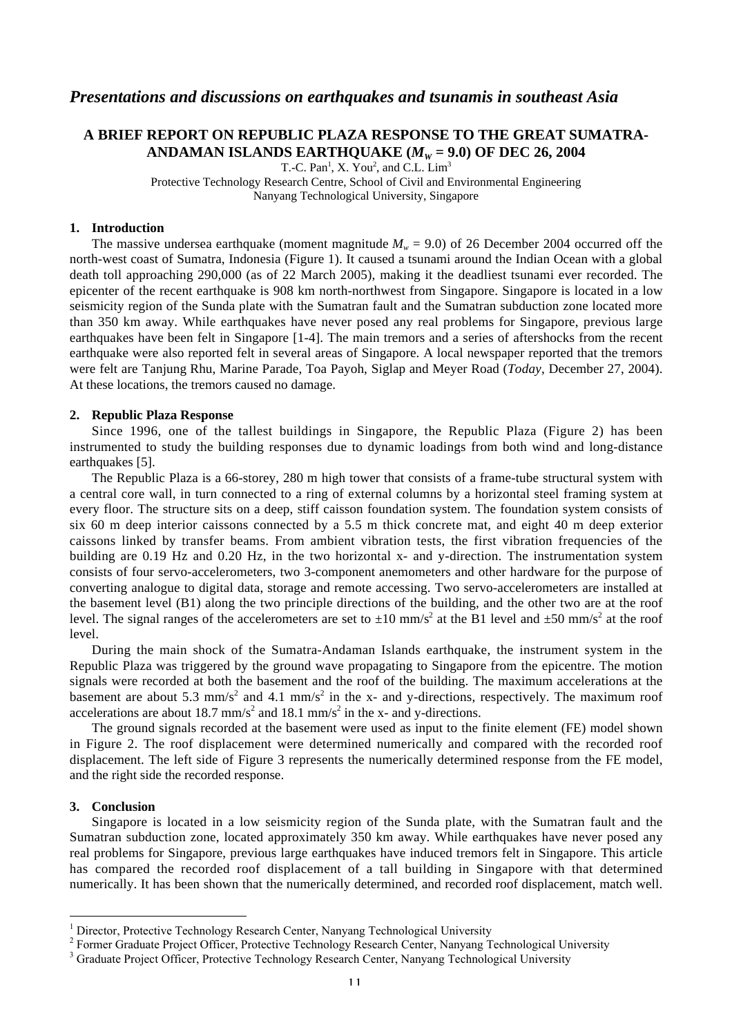# *Presentations and discussions on earthquakes and tsunamis in southeast Asia*

## A BRIEF REPORT ON REPUBLIC PLAZA RESPONSE TO THE GREAT SUMATRA-ANDAMAN ISLANDS EARTHQUAKE ($M_W$ = 9.0) OF DEC 26, 2004

T.-C. Pan[1], X. You[2], and C.L. Lim[3]

Protective Technology Research Centre, School of Civil and Environmental Engineering
Nanyang Technological University, Singapore

### 1. Introduction

The massive undersea earthquake (moment magnitude $M_w$ = 9.0) of 26 December 2004 occurred off the north-west coast of Sumatra, Indonesia (Figure 1). It caused a tsunami around the Indian Ocean with a global death toll approaching 290,000 (as of 22 March 2005), making it the deadliest tsunami ever recorded. The epicenter of the recent earthquake is 908 km north-northwest from Singapore. Singapore is located in a low seismicity region of the Sunda plate with the Sumatran fault and the Sumatran subduction zone located more than 350 km away. While earthquakes have never posed any real problems for Singapore, previous large earthquakes have been felt in Singapore [1-4]. The main tremors and a series of aftershocks from the recent earthquake were also reported felt in several areas of Singapore. A local newspaper reported that the tremors were felt are Tanjung Rhu, Marine Parade, Toa Payoh, Siglap and Meyer Road (*Today*, December 27, 2004). At these locations, the tremors caused no damage.

### 2. Republic Plaza Response

Since 1996, one of the tallest buildings in Singapore, the Republic Plaza (Figure 2) has been instrumented to study the building responses due to dynamic loadings from both wind and long-distance earthquakes [5].

The Republic Plaza is a 66-storey, 280 m high tower that consists of a frame-tube structural system with a central core wall, in turn connected to a ring of external columns by a horizontal steel framing system at every floor. The structure sits on a deep, stiff caisson foundation system. The foundation system consists of six 60 m deep interior caissons connected by a 5.5 m thick concrete mat, and eight 40 m deep exterior caissons linked by transfer beams. From ambient vibration tests, the first vibration frequencies of the building are 0.19 Hz and 0.20 Hz, in the two horizontal x- and y-direction. The instrumentation system consists of four servo-accelerometers, two 3-component anemometers and other hardware for the purpose of converting analogue to digital data, storage and remote accessing. Two servo-accelerometers are installed at the basement level (B1) along the two principle directions of the building, and the other two are at the roof level. The signal ranges of the accelerometers are set to ±10 mm/s$^2$ at the B1 level and ±50 mm/s$^2$ at the roof level.

During the main shock of the Sumatra-Andaman Islands earthquake, the instrument system in the Republic Plaza was triggered by the ground wave propagating to Singapore from the epicentre. The motion signals were recorded at both the basement and the roof of the building. The maximum accelerations at the basement are about 5.3 mm/s$^2$ and 4.1 mm/s$^2$ in the x- and y-directions, respectively. The maximum roof accelerations are about 18.7 mm/s$^2$ and 18.1 mm/s$^2$ in the x- and y-directions.

The ground signals recorded at the basement were used as input to the finite element (FE) model shown in Figure 2. The roof displacement were determined numerically and compared with the recorded roof displacement. The left side of Figure 3 represents the numerically determined response from the FE model, and the right side the recorded response.

### 3. Conclusion

Singapore is located in a low seismicity region of the Sunda plate, with the Sumatran fault and the Sumatran subduction zone, located approximately 350 km away. While earthquakes have never posed any real problems for Singapore, previous large earthquakes have induced tremors felt in Singapore. This article has compared the recorded roof displacement of a tall building in Singapore with that determined numerically. It has been shown that the numerically determined, and recorded roof displacement, match well.

---

[1] Director, Protective Technology Research Center, Nanyang Technological University
[2] Former Graduate Project Officer, Protective Technology Research Center, Nanyang Technological University
[3] Graduate Project Officer, Protective Technology Research Center, Nanyang Technological University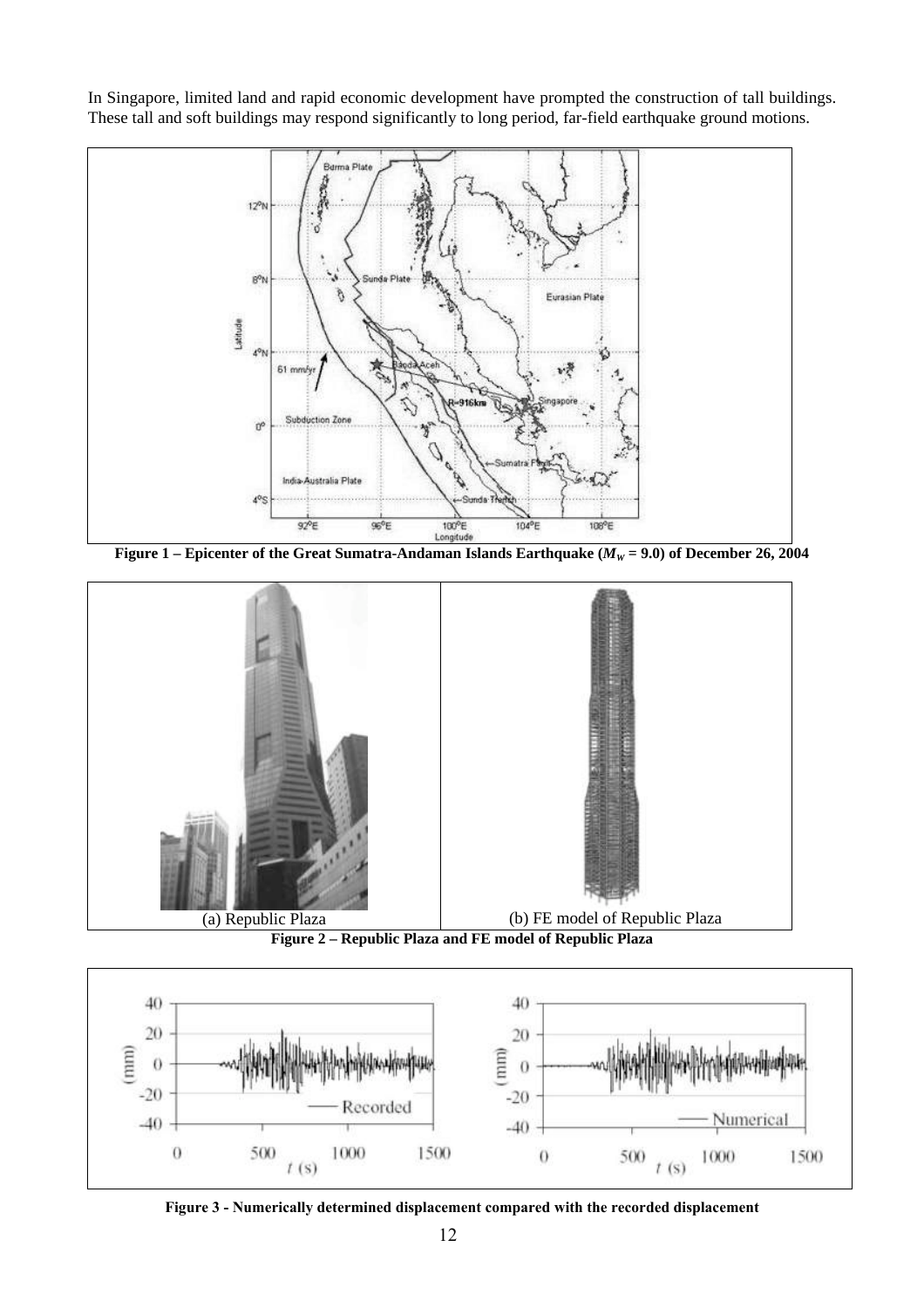In Singapore, limited land and rapid economic development have prompted the construction of tall buildings. These tall and soft buildings may respond significantly to long period, far-field earthquake ground motions.

**Figure 1 – Epicenter of the Great Sumatra-Andaman Islands Earthquake ($M_W$ = 9.0) of December 26, 2004**

(a) Republic Plaza (b) FE model of Republic Plaza

**Figure 2 – Republic Plaza and FE model of Republic Plaza**

**Figure 3 - Numerically determined displacement compared with the recorded displacement**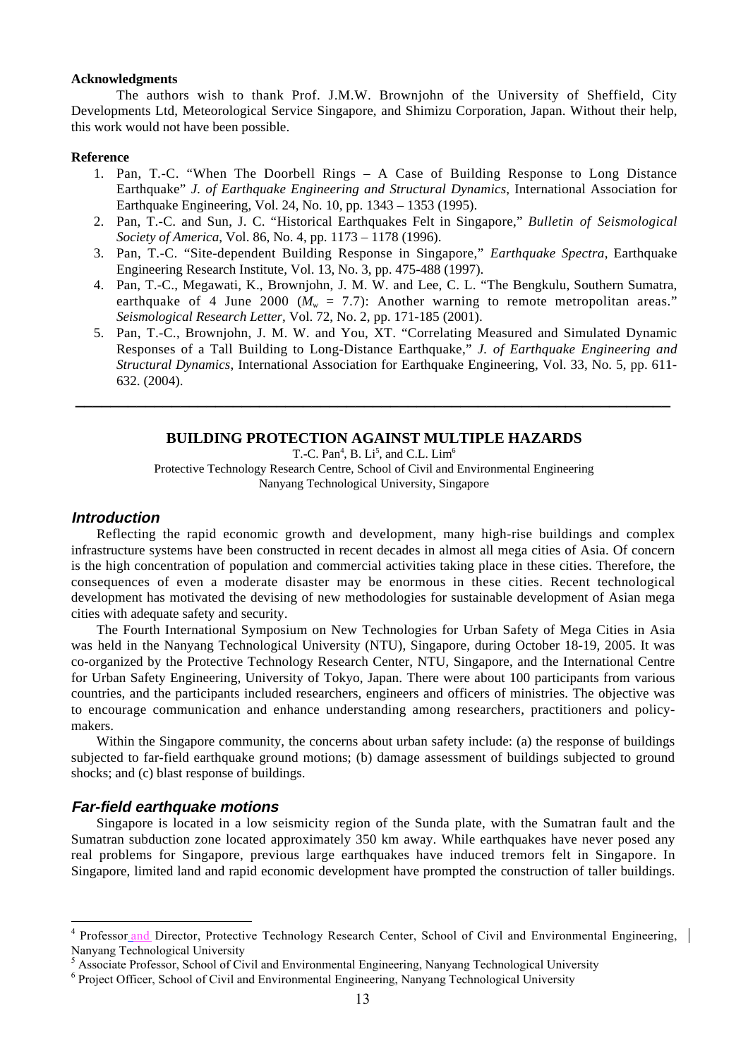**Acknowledgments**

The authors wish to thank Prof. J.M.W. Brownjohn of the University of Sheffield, City Developments Ltd, Meteorological Service Singapore, and Shimizu Corporation, Japan. Without their help, this work would not have been possible.

**Reference**

1. Pan, T.-C. "When The Doorbell Rings – A Case of Building Response to Long Distance Earthquake" *J. of Earthquake Engineering and Structural Dynamics*, International Association for Earthquake Engineering, Vol. 24, No. 10, pp. 1343 – 1353 (1995).
2. Pan, T.-C. and Sun, J. C. "Historical Earthquakes Felt in Singapore," *Bulletin of Seismological Society of America*, Vol. 86, No. 4, pp. 1173 – 1178 (1996).
3. Pan, T.-C. "Site-dependent Building Response in Singapore," *Earthquake Spectra*, Earthquake Engineering Research Institute, Vol. 13, No. 3, pp. 475-488 (1997).
4. Pan, T.-C., Megawati, K., Brownjohn, J. M. W. and Lee, C. L. "The Bengkulu, Southern Sumatra, earthquake of 4 June 2000 ($M_w$ = 7.7): Another warning to remote metropolitan areas." *Seismological Research Letter*, Vol. 72, No. 2, pp. 171-185 (2001).
5. Pan, T.-C., Brownjohn, J. M. W. and You, XT. "Correlating Measured and Simulated Dynamic Responses of a Tall Building to Long-Distance Earthquake," *J. of Earthquake Engineering and Structural Dynamics*, International Association for Earthquake Engineering, Vol. 33, No. 5, pp. 611-632. (2004).

---

## BUILDING PROTECTION AGAINST MULTIPLE HAZARDS

T.-C. Pan[4], B. Li[5], and C.L. Lim[6]

Protective Technology Research Centre, School of Civil and Environmental Engineering
Nanyang Technological University, Singapore

### *Introduction*

Reflecting the rapid economic growth and development, many high-rise buildings and complex infrastructure systems have been constructed in recent decades in almost all mega cities of Asia. Of concern is the high concentration of population and commercial activities taking place in these cities. Therefore, the consequences of even a moderate disaster may be enormous in these cities. Recent technological development has motivated the devising of new methodologies for sustainable development of Asian mega cities with adequate safety and security.

The Fourth International Symposium on New Technologies for Urban Safety of Mega Cities in Asia was held in the Nanyang Technological University (NTU), Singapore, during October 18-19, 2005. It was co-organized by the Protective Technology Research Center, NTU, Singapore, and the International Centre for Urban Safety Engineering, University of Tokyo, Japan. There were about 100 participants from various countries, and the participants included researchers, engineers and officers of ministries. The objective was to encourage communication and enhance understanding among researchers, practitioners and policy-makers.

Within the Singapore community, the concerns about urban safety include: (a) the response of buildings subjected to far-field earthquake ground motions; (b) damage assessment of buildings subjected to ground shocks; and (c) blast response of buildings.

### *Far-field earthquake motions*

Singapore is located in a low seismicity region of the Sunda plate, with the Sumatran fault and the Sumatran subduction zone located approximately 350 km away. While earthquakes have never posed any real problems for Singapore, previous large earthquakes have induced tremors felt in Singapore. In Singapore, limited land and rapid economic development have prompted the construction of taller buildings.

---

[4] Professor and Director, Protective Technology Research Center, School of Civil and Environmental Engineering, Nanyang Technological University

[5] Associate Professor, School of Civil and Environmental Engineering, Nanyang Technological University

[6] Project Officer, School of Civil and Environmental Engineering, Nanyang Technological University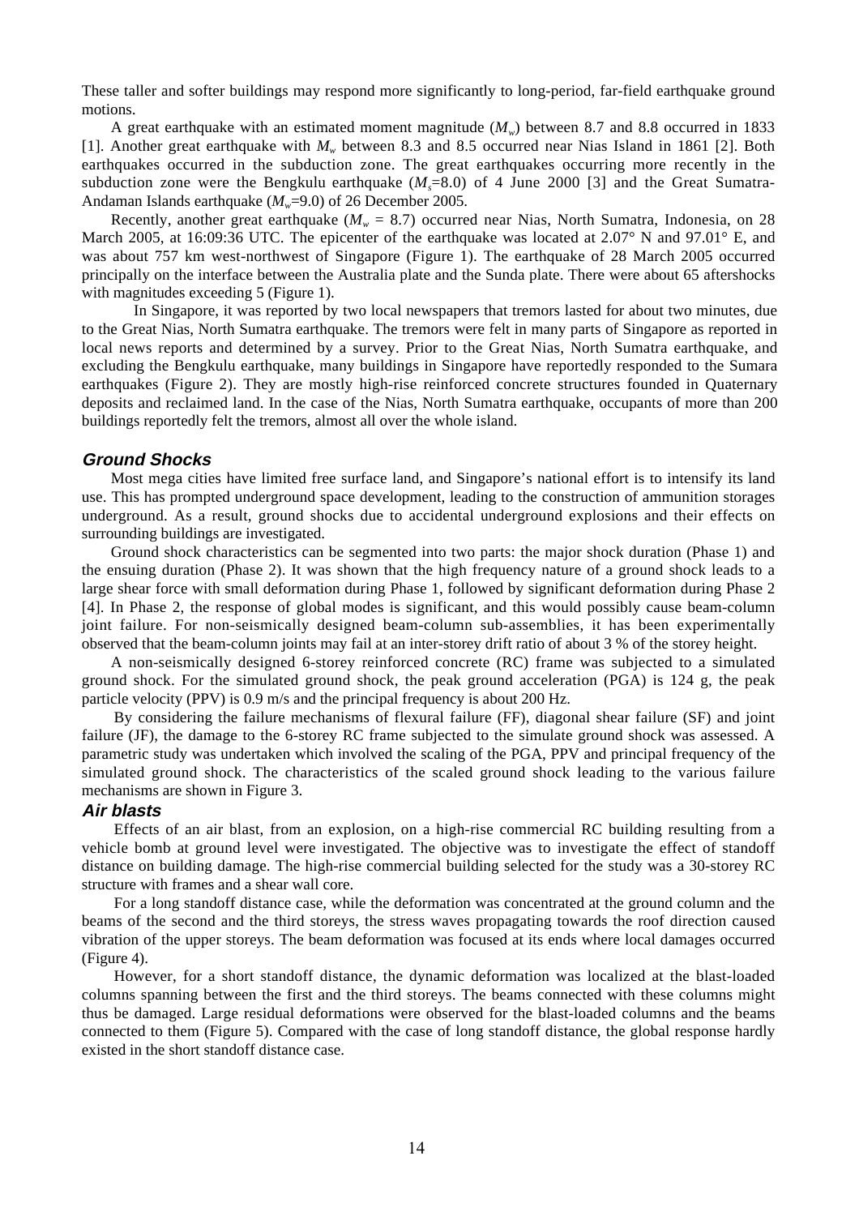These taller and softer buildings may respond more significantly to long-period, far-field earthquake ground motions.

A great earthquake with an estimated moment magnitude ($M_w$) between 8.7 and 8.8 occurred in 1833 [1]. Another great earthquake with $M_w$ between 8.3 and 8.5 occurred near Nias Island in 1861 [2]. Both earthquakes occurred in the subduction zone. The great earthquakes occurring more recently in the subduction zone were the Bengkulu earthquake ($M_s$=8.0) of 4 June 2000 [3] and the Great Sumatra-Andaman Islands earthquake ($M_w$=9.0) of 26 December 2005.

Recently, another great earthquake ($M_w$ = 8.7) occurred near Nias, North Sumatra, Indonesia, on 28 March 2005, at 16:09:36 UTC. The epicenter of the earthquake was located at 2.07° N and 97.01° E, and was about 757 km west-northwest of Singapore (Figure 1). The earthquake of 28 March 2005 occurred principally on the interface between the Australia plate and the Sunda plate. There were about 65 aftershocks with magnitudes exceeding 5 (Figure 1).

In Singapore, it was reported by two local newspapers that tremors lasted for about two minutes, due to the Great Nias, North Sumatra earthquake. The tremors were felt in many parts of Singapore as reported in local news reports and determined by a survey. Prior to the Great Nias, North Sumatra earthquake, and excluding the Bengkulu earthquake, many buildings in Singapore have reportedly responded to the Sumara earthquakes (Figure 2). They are mostly high-rise reinforced concrete structures founded in Quaternary deposits and reclaimed land. In the case of the Nias, North Sumatra earthquake, occupants of more than 200 buildings reportedly felt the tremors, almost all over the whole island.

## Ground Shocks

Most mega cities have limited free surface land, and Singapore's national effort is to intensify its land use. This has prompted underground space development, leading to the construction of ammunition storages underground. As a result, ground shocks due to accidental underground explosions and their effects on surrounding buildings are investigated.

Ground shock characteristics can be segmented into two parts: the major shock duration (Phase 1) and the ensuing duration (Phase 2). It was shown that the high frequency nature of a ground shock leads to a large shear force with small deformation during Phase 1, followed by significant deformation during Phase 2 [4]. In Phase 2, the response of global modes is significant, and this would possibly cause beam-column joint failure. For non-seismically designed beam-column sub-assemblies, it has been experimentally observed that the beam-column joints may fail at an inter-storey drift ratio of about 3 % of the storey height.

A non-seismically designed 6-storey reinforced concrete (RC) frame was subjected to a simulated ground shock. For the simulated ground shock, the peak ground acceleration (PGA) is 124 g, the peak particle velocity (PPV) is 0.9 m/s and the principal frequency is about 200 Hz.

By considering the failure mechanisms of flexural failure (FF), diagonal shear failure (SF) and joint failure (JF), the damage to the 6-storey RC frame subjected to the simulate ground shock was assessed. A parametric study was undertaken which involved the scaling of the PGA, PPV and principal frequency of the simulated ground shock. The characteristics of the scaled ground shock leading to the various failure mechanisms are shown in Figure 3.

## Air blasts

Effects of an air blast, from an explosion, on a high-rise commercial RC building resulting from a vehicle bomb at ground level were investigated. The objective was to investigate the effect of standoff distance on building damage. The high-rise commercial building selected for the study was a 30-storey RC structure with frames and a shear wall core.

For a long standoff distance case, while the deformation was concentrated at the ground column and the beams of the second and the third storeys, the stress waves propagating towards the roof direction caused vibration of the upper storeys. The beam deformation was focused at its ends where local damages occurred (Figure 4).

However, for a short standoff distance, the dynamic deformation was localized at the blast-loaded columns spanning between the first and the third storeys. The beams connected with these columns might thus be damaged. Large residual deformations were observed for the blast-loaded columns and the beams connected to them (Figure 5). Compared with the case of long standoff distance, the global response hardly existed in the short standoff distance case.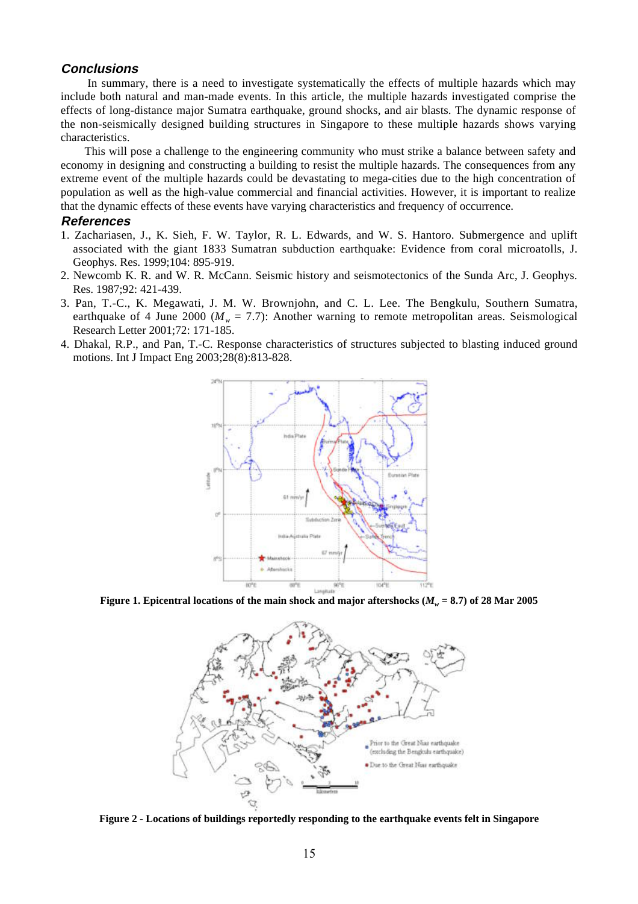## Conclusions

In summary, there is a need to investigate systematically the effects of multiple hazards which may include both natural and man-made events. In this article, the multiple hazards investigated comprise the effects of long-distance major Sumatra earthquake, ground shocks, and air blasts. The dynamic response of the non-seismically designed building structures in Singapore to these multiple hazards shows varying characteristics.

This will pose a challenge to the engineering community who must strike a balance between safety and economy in designing and constructing a building to resist the multiple hazards. The consequences from any extreme event of the multiple hazards could be devastating to mega-cities due to the high concentration of population as well as the high-value commercial and financial activities. However, it is important to realize that the dynamic effects of these events have varying characteristics and frequency of occurrence.

## References

1. Zachariasen, J., K. Sieh, F. W. Taylor, R. L. Edwards, and W. S. Hantoro. Submergence and uplift associated with the giant 1833 Sumatran subduction earthquake: Evidence from coral microatolls, J. Geophys. Res. 1999;104: 895-919.
2. Newcomb K. R. and W. R. McCann. Seismic history and seismotectonics of the Sunda Arc, J. Geophys. Res. 1987;92: 421-439.
3. Pan, T.-C., K. Megawati, J. M. W. Brownjohn, and C. L. Lee. The Bengkulu, Southern Sumatra, earthquake of 4 June 2000 ($M_w$ = 7.7): Another warning to remote metropolitan areas. Seismological Research Letter 2001;72: 171-185.
4. Dhakal, R.P., and Pan, T.-C. Response characteristics of structures subjected to blasting induced ground motions. Int J Impact Eng 2003;28(8):813-828.

**Figure 1. Epicentral locations of the main shock and major aftershocks ($M_w$ = 8.7) of 28 Mar 2005**

**Figure 2 - Locations of buildings reportedly responding to the earthquake events felt in Singapore**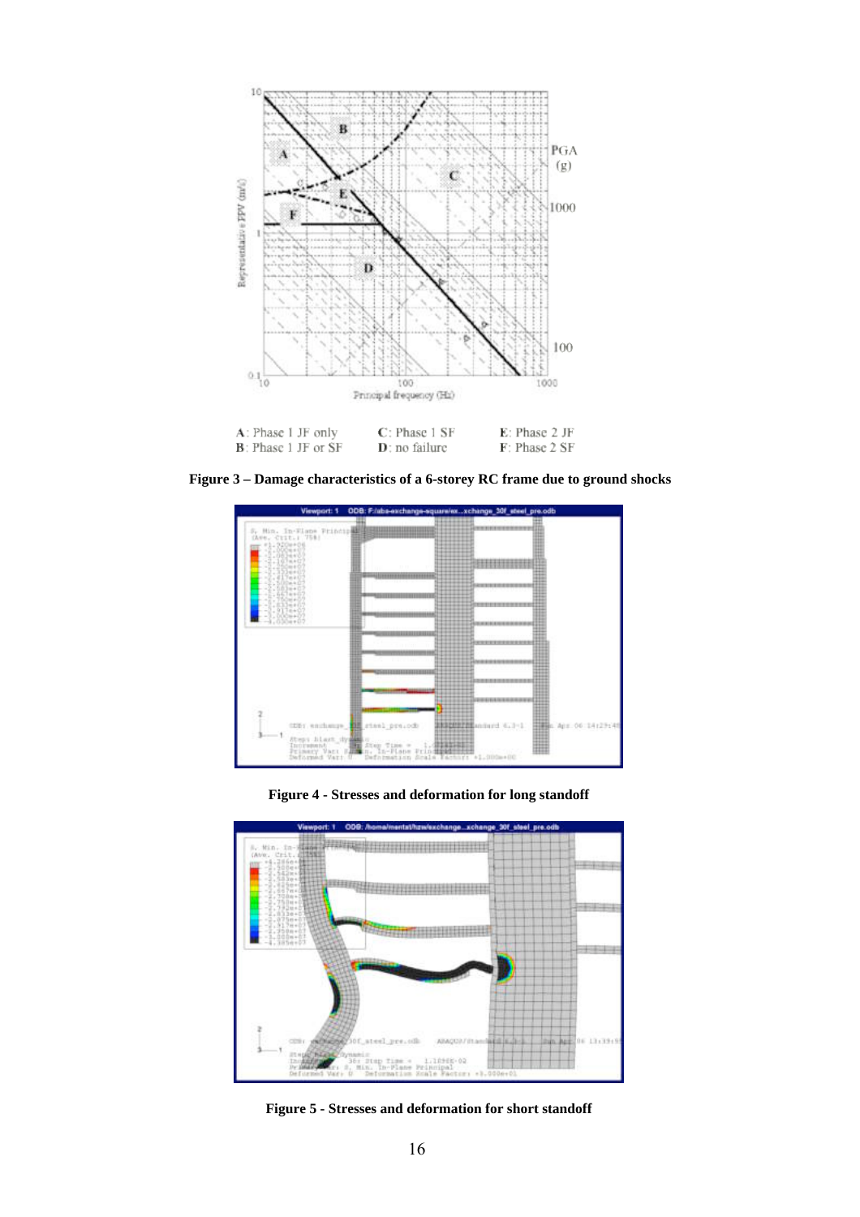10

B

A

PGA
(g)

C

E

F

1000

Representative PPV (m/s)

1

D

100

0.1
10

100

1000

Principal frequency (Hz)

A: Phase 1 JF only
B: Phase 1 JF or SF
C: Phase 1 SF
D: no failure
E: Phase 2 JF
F: Phase 2 SF

**Figure 3 – Damage characteristics of a 6-storey RC frame due to ground shocks**

**Figure 4 - Stresses and deformation for long standoff**

**Figure 5 - Stresses and deformation for short standoff**